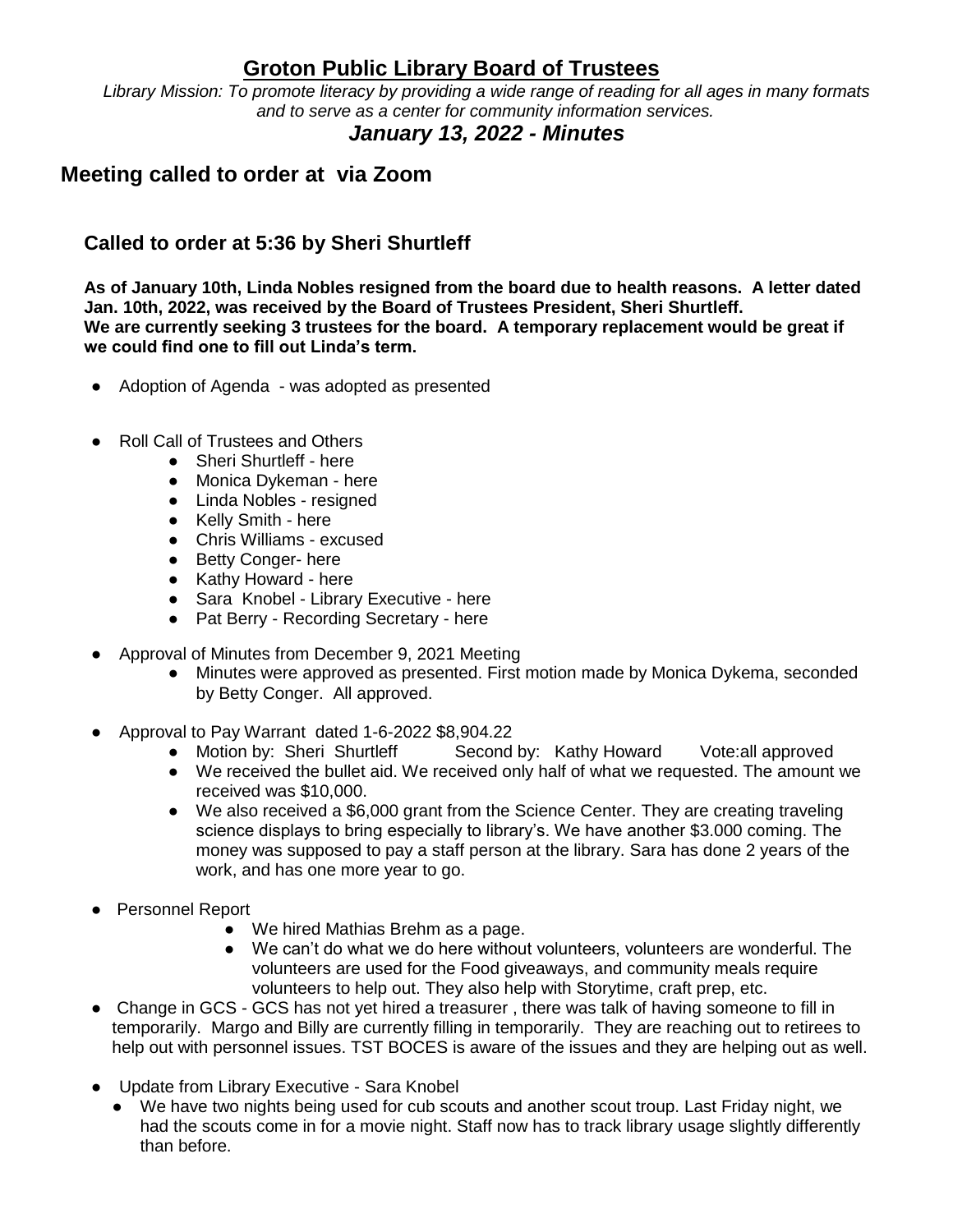# Groton Public Library Board of Trustees

*Library Mission: To promote literacy by providing a wide range of reading for all ages in many formats and to serve as a center for community information services.*

## *January 13, 2022 - Minutes*

## Meeting called to order at via Zoom

### Called to order at 5:36 by Sheri Shurtleff

**As of January 10th, Linda Nobles resigned from the board due to health reasons. A letter dated Jan. 10th, 2022, was received by the Board of Trustees President, Sheri Shurtleff. We are currently seeking 3 trustees for the board. A temporary replacement would be great if we could find one to fill out Linda's term.**

- Adoption of Agenda - was adopted as presented

- Roll Call of Trustees and Others
  - Sheri Shurtleff - here
  - Monica Dykeman - here
  - Linda Nobles - resigned
  - Kelly Smith - here
  - Chris Williams - excused
  - Betty Conger- here
  - Kathy Howard - here
  - Sara Knobel - Library Executive - here
  - Pat Berry - Recording Secretary - here

- Approval of Minutes from December 9, 2021 Meeting
  - Minutes were approved as presented. First motion made by Monica Dykema, seconded by Betty Conger. All approved.

- Approval to Pay Warrant dated 1-6-2022 $8,904.22
  - Motion by: Sheri Shurtleff Second by: Kathy Howard Vote:all approved
  - We received the bullet aid. We received only half of what we requested. The amount we received was $10,000.
  - We also received a $6,000 grant from the Science Center. They are creating traveling science displays to bring especially to library's. We have another $3.000 coming. The money was supposed to pay a staff person at the library. Sara has done 2 years of the work, and has one more year to go.

- Personnel Report
  - We hired Mathias Brehm as a page.
  - We can't do what we do here without volunteers, volunteers are wonderful. The volunteers are used for the Food giveaways, and community meals require volunteers to help out. They also help with Storytime, craft prep, etc.
- Change in GCS - GCS has not yet hired a treasurer , there was talk of having someone to fill in temporarily. Margo and Billy are currently filling in temporarily. They are reaching out to retirees to help out with personnel issues. TST BOCES is aware of the issues and they are helping out as well.

- Update from Library Executive - Sara Knobel
  - We have two nights being used for cub scouts and another scout troup. Last Friday night, we had the scouts come in for a movie night. Staff now has to track library usage slightly differently than before.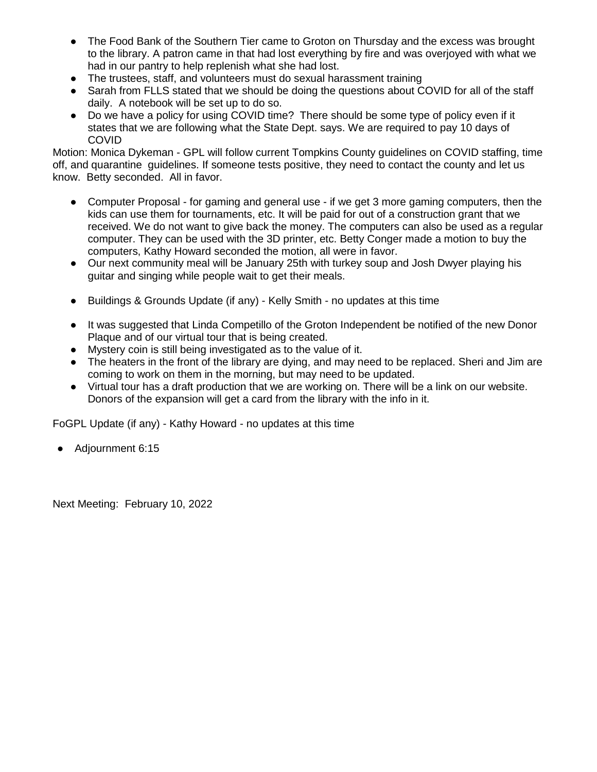- The Food Bank of the Southern Tier came to Groton on Thursday and the excess was brought to the library. A patron came in that had lost everything by fire and was overjoyed with what we had in our pantry to help replenish what she had lost.
- The trustees, staff, and volunteers must do sexual harassment training
- Sarah from FLLS stated that we should be doing the questions about COVID for all of the staff daily. A notebook will be set up to do so.
- Do we have a policy for using COVID time? There should be some type of policy even if it states that we are following what the State Dept. says. We are required to pay 10 days of COVID

Motion: Monica Dykeman - GPL will follow current Tompkins County guidelines on COVID staffing, time off, and quarantine guidelines. If someone tests positive, they need to contact the county and let us know. Betty seconded. All in favor.

- Computer Proposal - for gaming and general use - if we get 3 more gaming computers, then the kids can use them for tournaments, etc. It will be paid for out of a construction grant that we received. We do not want to give back the money. The computers can also be used as a regular computer. They can be used with the 3D printer, etc. Betty Conger made a motion to buy the computers, Kathy Howard seconded the motion, all were in favor.
- Our next community meal will be January 25th with turkey soup and Josh Dwyer playing his guitar and singing while people wait to get their meals.

- Buildings & Grounds Update (if any) - Kelly Smith - no updates at this time

- It was suggested that Linda Competillo of the Groton Independent be notified of the new Donor Plaque and of our virtual tour that is being created.
- Mystery coin is still being investigated as to the value of it.
- The heaters in the front of the library are dying, and may need to be replaced. Sheri and Jim are coming to work on them in the morning, but may need to be updated.
- Virtual tour has a draft production that we are working on. There will be a link on our website. Donors of the expansion will get a card from the library with the info in it.

FoGPL Update (if any) - Kathy Howard - no updates at this time

- Adjournment 6:15

Next Meeting: February 10, 2022